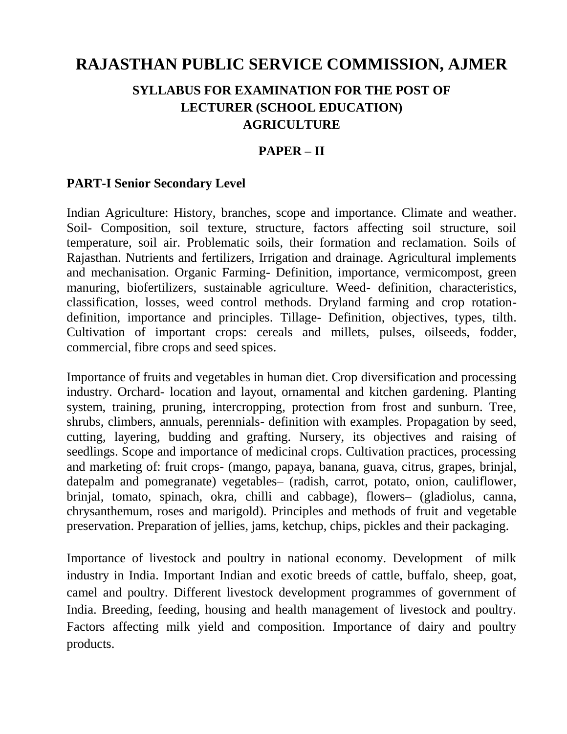# RAJASTHAN PUBLIC SERVICE COMMISSION, AJMER

## SYLLABUS FOR EXAMINATION FOR THE POST OF LECTURER (SCHOOL EDUCATION) AGRICULTURE

### PAPER – II

### PART-I Senior Secondary Level

Indian Agriculture: History, branches, scope and importance. Climate and weather. Soil- Composition, soil texture, structure, factors affecting soil structure, soil temperature, soil air. Problematic soils, their formation and reclamation. Soils of Rajasthan. Nutrients and fertilizers, Irrigation and drainage. Agricultural implements and mechanisation. Organic Farming- Definition, importance, vermicompost, green manuring, biofertilizers, sustainable agriculture. Weed- definition, characteristics, classification, losses, weed control methods. Dryland farming and crop rotation- definition, importance and principles. Tillage- Definition, objectives, types, tilth. Cultivation of important crops: cereals and millets, pulses, oilseeds, fodder, commercial, fibre crops and seed spices.

Importance of fruits and vegetables in human diet. Crop diversification and processing industry. Orchard- location and layout, ornamental and kitchen gardening. Planting system, training, pruning, intercropping, protection from frost and sunburn. Tree, shrubs, climbers, annuals, perennials- definition with examples. Propagation by seed, cutting, layering, budding and grafting. Nursery, its objectives and raising of seedlings. Scope and importance of medicinal crops. Cultivation practices, processing and marketing of: fruit crops- (mango, papaya, banana, guava, citrus, grapes, brinjal, datepalm and pomegranate) vegetables– (radish, carrot, potato, onion, cauliflower, brinjal, tomato, spinach, okra, chilli and cabbage), flowers– (gladiolus, canna, chrysanthemum, roses and marigold). Principles and methods of fruit and vegetable preservation. Preparation of jellies, jams, ketchup, chips, pickles and their packaging.

Importance of livestock and poultry in national economy. Development of milk industry in India. Important Indian and exotic breeds of cattle, buffalo, sheep, goat, camel and poultry. Different livestock development programmes of government of India. Breeding, feeding, housing and health management of livestock and poultry. Factors affecting milk yield and composition. Importance of dairy and poultry products.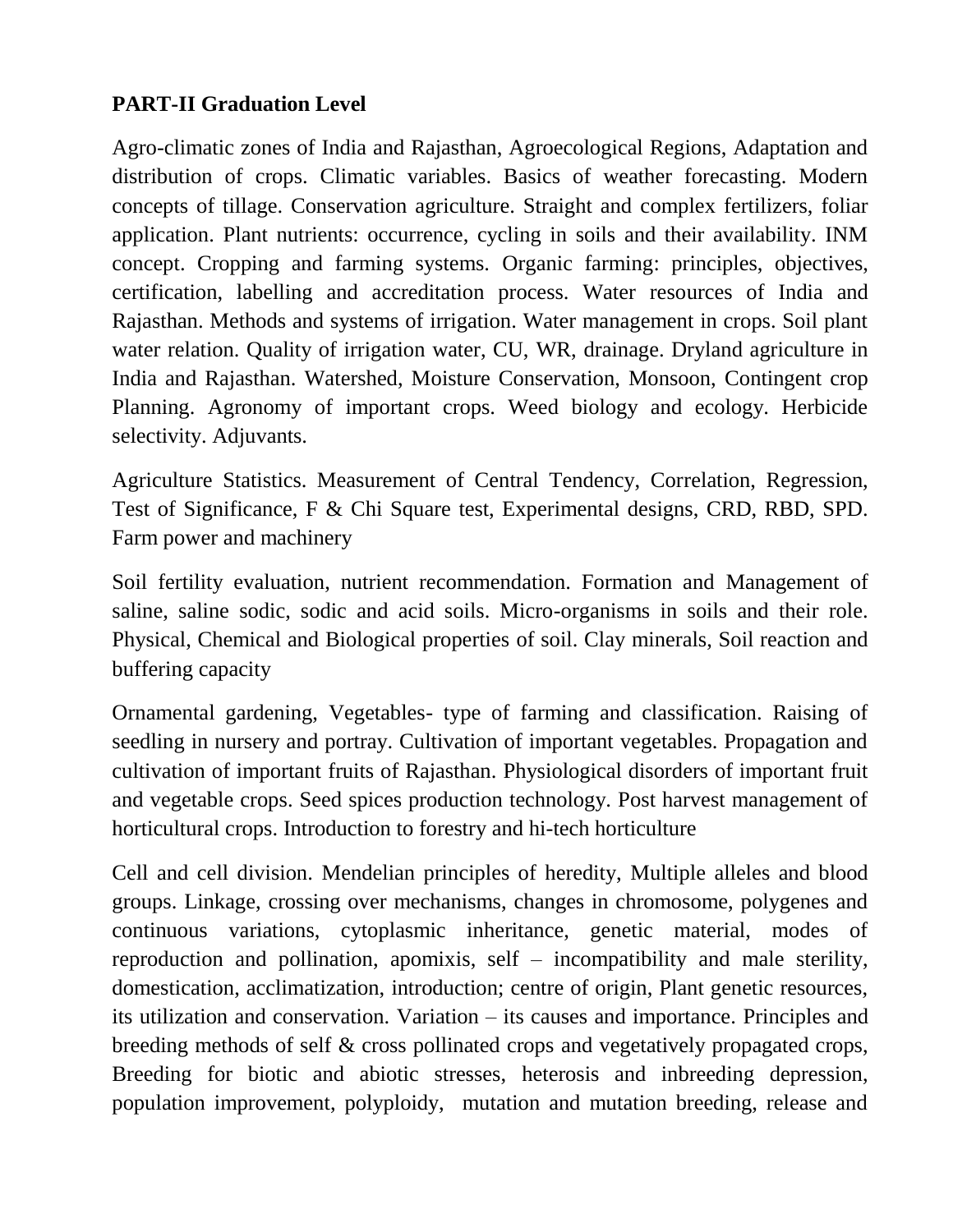**PART-II Graduation Level**

Agro-climatic zones of India and Rajasthan, Agroecological Regions, Adaptation and distribution of crops. Climatic variables. Basics of weather forecasting. Modern concepts of tillage. Conservation agriculture. Straight and complex fertilizers, foliar application. Plant nutrients: occurrence, cycling in soils and their availability. INM concept. Cropping and farming systems. Organic farming: principles, objectives, certification, labelling and accreditation process. Water resources of India and Rajasthan. Methods and systems of irrigation. Water management in crops. Soil plant water relation. Quality of irrigation water, CU, WR, drainage. Dryland agriculture in India and Rajasthan. Watershed, Moisture Conservation, Monsoon, Contingent crop Planning. Agronomy of important crops. Weed biology and ecology. Herbicide selectivity. Adjuvants.

Agriculture Statistics. Measurement of Central Tendency, Correlation, Regression, Test of Significance, F & Chi Square test, Experimental designs, CRD, RBD, SPD. Farm power and machinery

Soil fertility evaluation, nutrient recommendation. Formation and Management of saline, saline sodic, sodic and acid soils. Micro-organisms in soils and their role. Physical, Chemical and Biological properties of soil. Clay minerals, Soil reaction and buffering capacity

Ornamental gardening, Vegetables- type of farming and classification. Raising of seedling in nursery and portray. Cultivation of important vegetables. Propagation and cultivation of important fruits of Rajasthan. Physiological disorders of important fruit and vegetable crops. Seed spices production technology. Post harvest management of horticultural crops. Introduction to forestry and hi-tech horticulture

Cell and cell division. Mendelian principles of heredity, Multiple alleles and blood groups. Linkage, crossing over mechanisms, changes in chromosome, polygenes and continuous variations, cytoplasmic inheritance, genetic material, modes of reproduction and pollination, apomixis, self – incompatibility and male sterility, domestication, acclimatization, introduction; centre of origin, Plant genetic resources, its utilization and conservation. Variation – its causes and importance. Principles and breeding methods of self & cross pollinated crops and vegetatively propagated crops, Breeding for biotic and abiotic stresses, heterosis and inbreeding depression, population improvement, polyploidy, mutation and mutation breeding, release and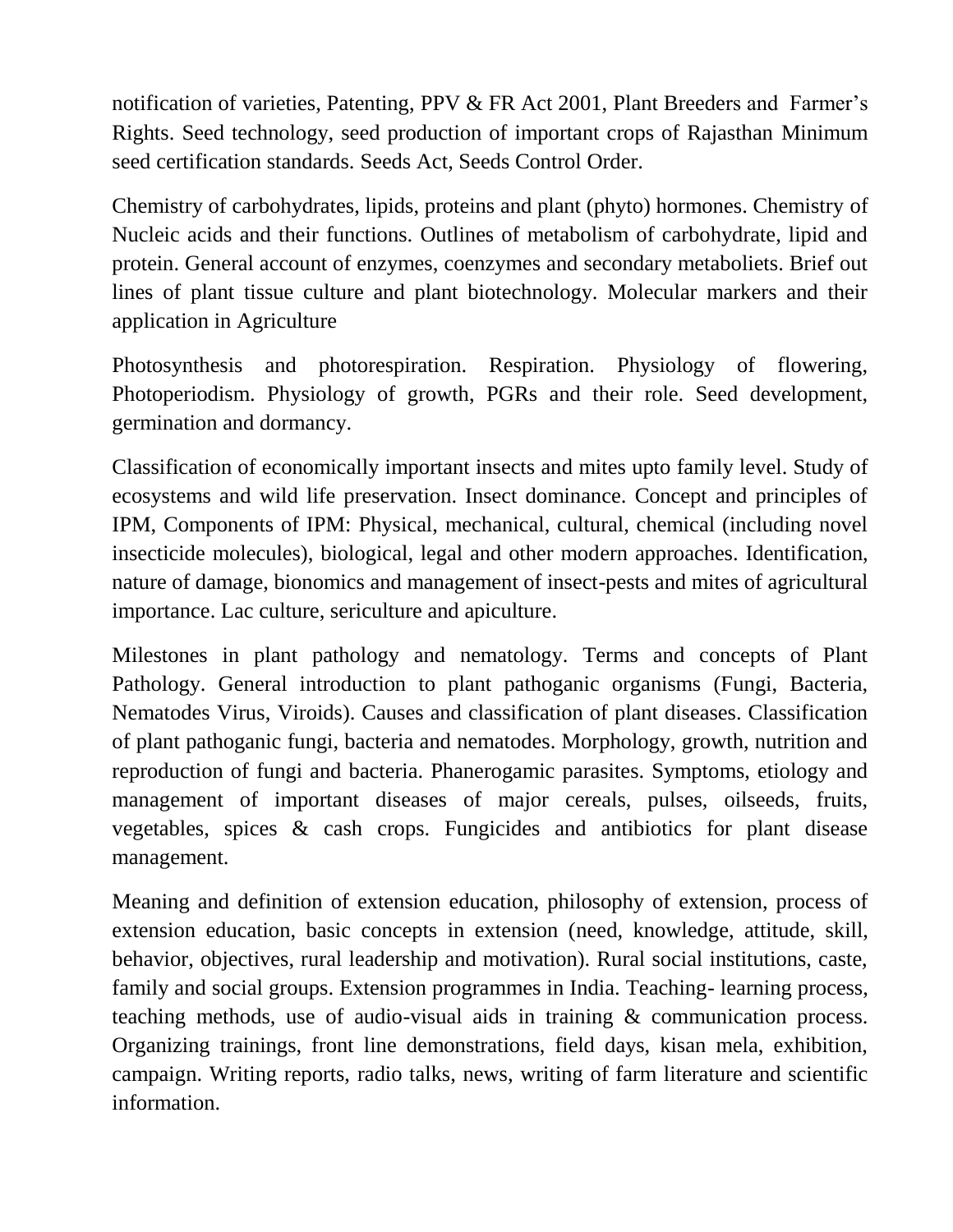notification of varieties, Patenting, PPV & FR Act 2001, Plant Breeders and Farmer's Rights. Seed technology, seed production of important crops of Rajasthan Minimum seed certification standards. Seeds Act, Seeds Control Order.

Chemistry of carbohydrates, lipids, proteins and plant (phyto) hormones. Chemistry of Nucleic acids and their functions. Outlines of metabolism of carbohydrate, lipid and protein. General account of enzymes, coenzymes and secondary metaboliets. Brief out lines of plant tissue culture and plant biotechnology. Molecular markers and their application in Agriculture

Photosynthesis and photorespiration. Respiration. Physiology of flowering, Photoperiodism. Physiology of growth, PGRs and their role. Seed development, germination and dormancy.

Classification of economically important insects and mites upto family level. Study of ecosystems and wild life preservation. Insect dominance. Concept and principles of IPM, Components of IPM: Physical, mechanical, cultural, chemical (including novel insecticide molecules), biological, legal and other modern approaches. Identification, nature of damage, bionomics and management of insect-pests and mites of agricultural importance. Lac culture, sericulture and apiculture.

Milestones in plant pathology and nematology. Terms and concepts of Plant Pathology. General introduction to plant pathoganic organisms (Fungi, Bacteria, Nematodes Virus, Viroids). Causes and classification of plant diseases. Classification of plant pathoganic fungi, bacteria and nematodes. Morphology, growth, nutrition and reproduction of fungi and bacteria. Phanerogamic parasites. Symptoms, etiology and management of important diseases of major cereals, pulses, oilseeds, fruits, vegetables, spices & cash crops. Fungicides and antibiotics for plant disease management.

Meaning and definition of extension education, philosophy of extension, process of extension education, basic concepts in extension (need, knowledge, attitude, skill, behavior, objectives, rural leadership and motivation). Rural social institutions, caste, family and social groups. Extension programmes in India. Teaching- learning process, teaching methods, use of audio-visual aids in training & communication process. Organizing trainings, front line demonstrations, field days, kisan mela, exhibition, campaign. Writing reports, radio talks, news, writing of farm literature and scientific information.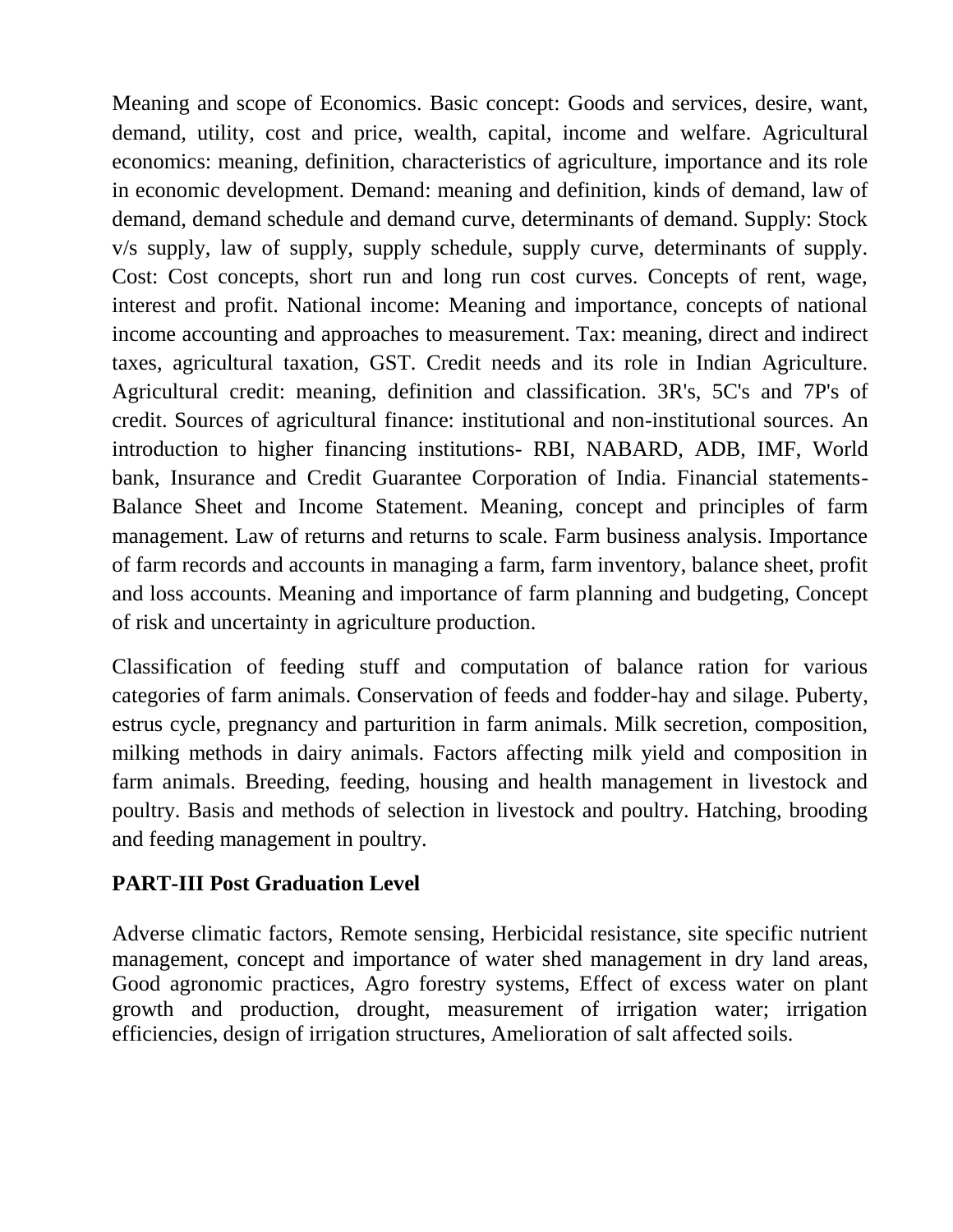Meaning and scope of Economics. Basic concept: Goods and services, desire, want, demand, utility, cost and price, wealth, capital, income and welfare. Agricultural economics: meaning, definition, characteristics of agriculture, importance and its role in economic development. Demand: meaning and definition, kinds of demand, law of demand, demand schedule and demand curve, determinants of demand. Supply: Stock v/s supply, law of supply, supply schedule, supply curve, determinants of supply. Cost: Cost concepts, short run and long run cost curves. Concepts of rent, wage, interest and profit. National income: Meaning and importance, concepts of national income accounting and approaches to measurement. Tax: meaning, direct and indirect taxes, agricultural taxation, GST. Credit needs and its role in Indian Agriculture. Agricultural credit: meaning, definition and classification. 3R's, 5C's and 7P's of credit. Sources of agricultural finance: institutional and non-institutional sources. An introduction to higher financing institutions- RBI, NABARD, ADB, IMF, World bank, Insurance and Credit Guarantee Corporation of India. Financial statements- Balance Sheet and Income Statement. Meaning, concept and principles of farm management. Law of returns and returns to scale. Farm business analysis. Importance of farm records and accounts in managing a farm, farm inventory, balance sheet, profit and loss accounts. Meaning and importance of farm planning and budgeting, Concept of risk and uncertainty in agriculture production.

Classification of feeding stuff and computation of balance ration for various categories of farm animals. Conservation of feeds and fodder-hay and silage. Puberty, estrus cycle, pregnancy and parturition in farm animals. Milk secretion, composition, milking methods in dairy animals. Factors affecting milk yield and composition in farm animals. Breeding, feeding, housing and health management in livestock and poultry. Basis and methods of selection in livestock and poultry. Hatching, brooding and feeding management in poultry.

## PART-III Post Graduation Level

Adverse climatic factors, Remote sensing, Herbicidal resistance, site specific nutrient management, concept and importance of water shed management in dry land areas, Good agronomic practices, Agro forestry systems, Effect of excess water on plant growth and production, drought, measurement of irrigation water; irrigation efficiencies, design of irrigation structures, Amelioration of salt affected soils.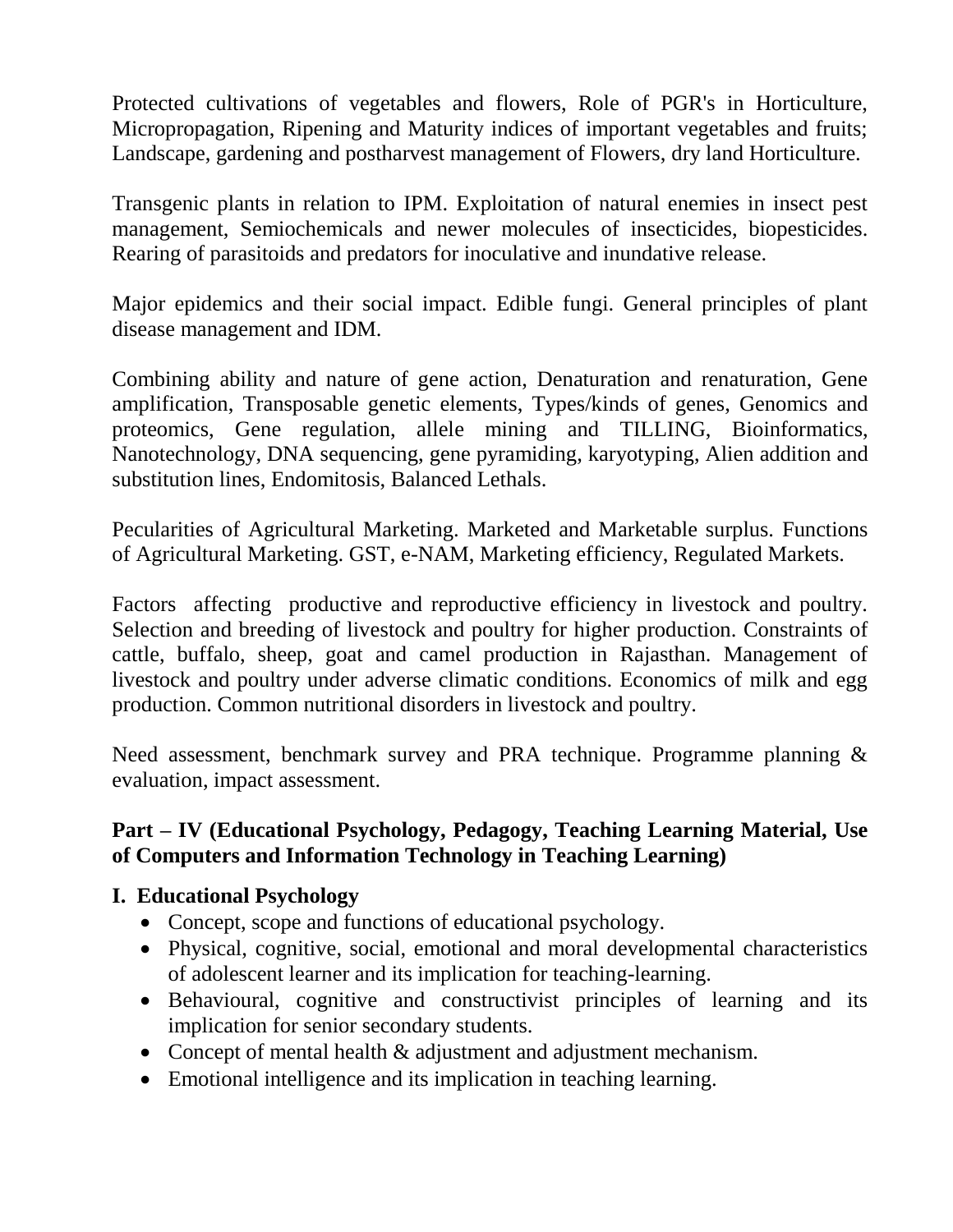Protected cultivations of vegetables and flowers, Role of PGR's in Horticulture, Micropropagation, Ripening and Maturity indices of important vegetables and fruits; Landscape, gardening and postharvest management of Flowers, dry land Horticulture.

Transgenic plants in relation to IPM. Exploitation of natural enemies in insect pest management, Semiochemicals and newer molecules of insecticides, biopesticides. Rearing of parasitoids and predators for inoculative and inundative release.

Major epidemics and their social impact. Edible fungi. General principles of plant disease management and IDM.

Combining ability and nature of gene action, Denaturation and renaturation, Gene amplification, Transposable genetic elements, Types/kinds of genes, Genomics and proteomics, Gene regulation, allele mining and TILLING, Bioinformatics, Nanotechnology, DNA sequencing, gene pyramiding, karyotyping, Alien addition and substitution lines, Endomitosis, Balanced Lethals.

Pecularities of Agricultural Marketing. Marketed and Marketable surplus. Functions of Agricultural Marketing. GST, e-NAM, Marketing efficiency, Regulated Markets.

Factors affecting productive and reproductive efficiency in livestock and poultry. Selection and breeding of livestock and poultry for higher production. Constraints of cattle, buffalo, sheep, goat and camel production in Rajasthan. Management of livestock and poultry under adverse climatic conditions. Economics of milk and egg production. Common nutritional disorders in livestock and poultry.

Need assessment, benchmark survey and PRA technique. Programme planning & evaluation, impact assessment.

## Part – IV (Educational Psychology, Pedagogy, Teaching Learning Material, Use of Computers and Information Technology in Teaching Learning)

### I. Educational Psychology

- Concept, scope and functions of educational psychology.
- Physical, cognitive, social, emotional and moral developmental characteristics of adolescent learner and its implication for teaching-learning.
- Behavioural, cognitive and constructivist principles of learning and its implication for senior secondary students.
- Concept of mental health & adjustment and adjustment mechanism.
- Emotional intelligence and its implication in teaching learning.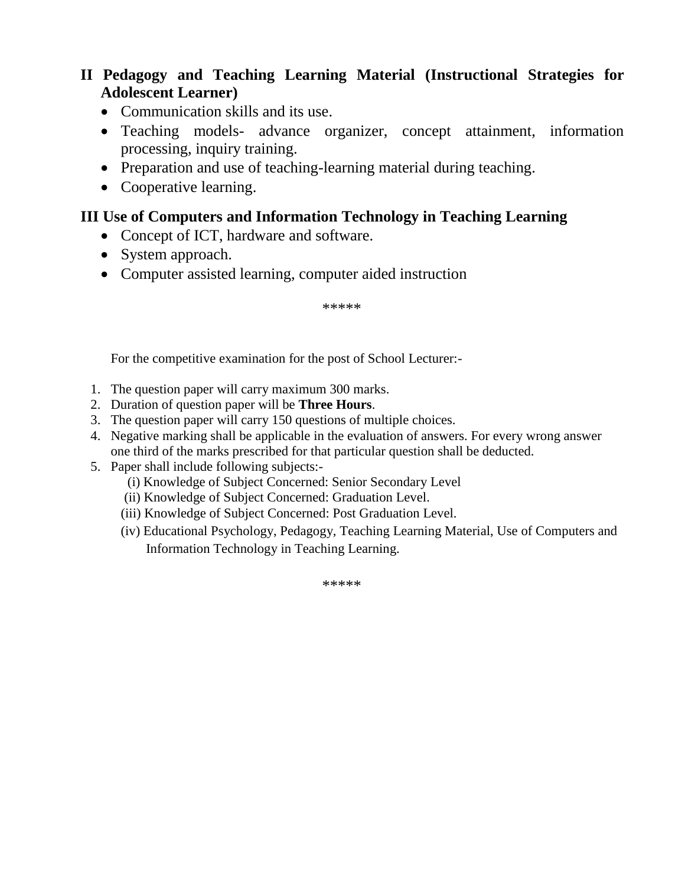## II Pedagogy and Teaching Learning Material (Instructional Strategies for Adolescent Learner)

- Communication skills and its use.
- Teaching models- advance organizer, concept attainment, information processing, inquiry training.
- Preparation and use of teaching-learning material during teaching.
- Cooperative learning.

## III Use of Computers and Information Technology in Teaching Learning

- Concept of ICT, hardware and software.
- System approach.
- Computer assisted learning, computer aided instruction

*****

For the competitive examination for the post of School Lecturer:-

1. The question paper will carry maximum 300 marks.
2. Duration of question paper will be **Three Hours**.
3. The question paper will carry 150 questions of multiple choices.
4. Negative marking shall be applicable in the evaluation of answers. For every wrong answer one third of the marks prescribed for that particular question shall be deducted.
5. Paper shall include following subjects:-
   (i) Knowledge of Subject Concerned: Senior Secondary Level
   (ii) Knowledge of Subject Concerned: Graduation Level.
   (iii) Knowledge of Subject Concerned: Post Graduation Level.
   (iv) Educational Psychology, Pedagogy, Teaching Learning Material, Use of Computers and Information Technology in Teaching Learning.

*****